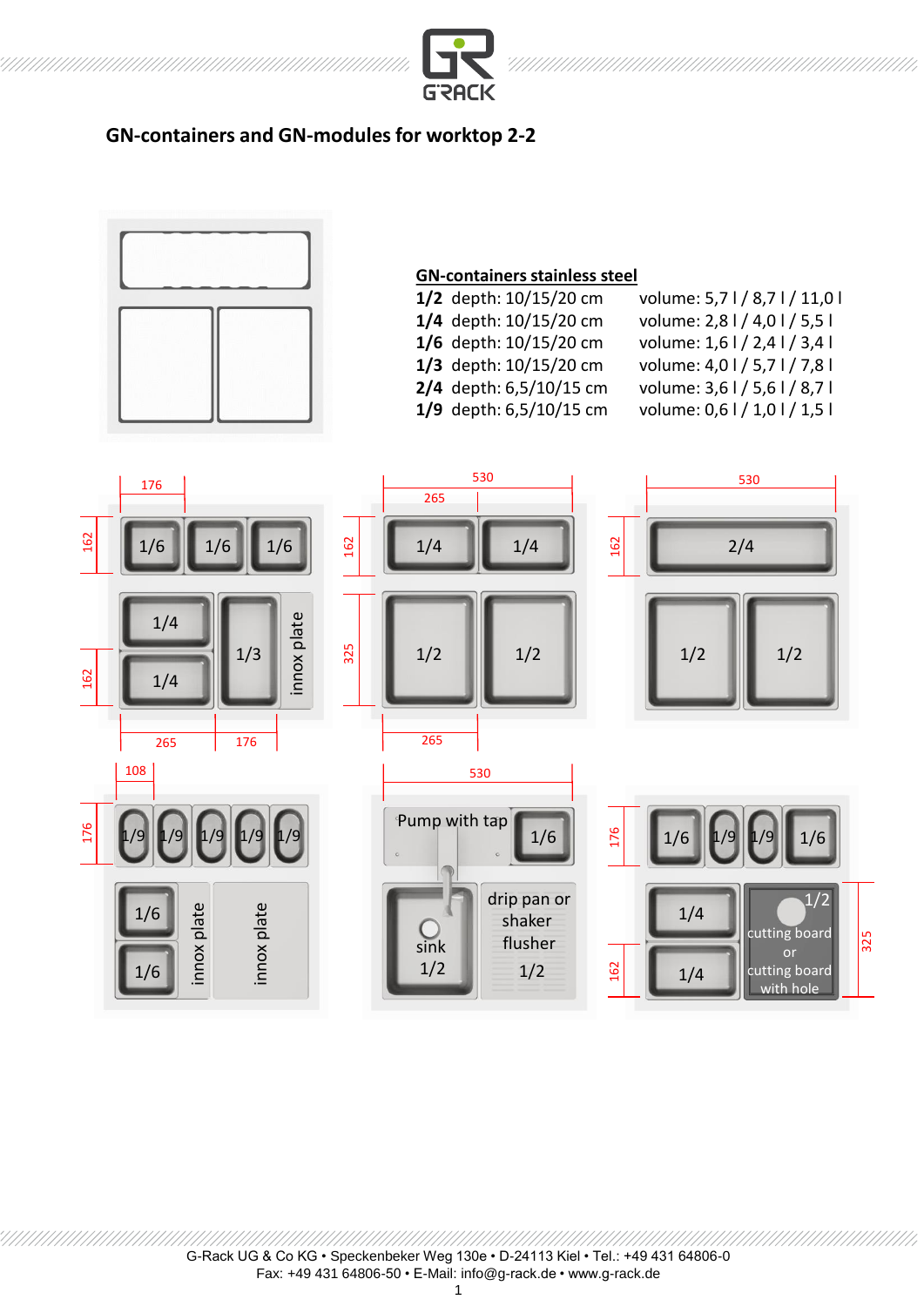## GN-containers and GN-modules for worktop 2-2

**GN-containers stainless steel**

| | depth | volume |
|---|---|---|
| **1/2** | depth: 10/15/20 cm | volume: 5,7 l / 8,7 l / 11,0 l |
| **1/4** | depth: 10/15/20 cm | volume: 2,8 l / 4,0 l / 5,5 l |
| **1/6** | depth: 10/15/20 cm | volume: 1,6 l / 2,4 l / 3,4 l |
| **1/3** | depth: 10/15/20 cm | volume: 4,0 l / 5,7 l / 7,8 l |
| **2/4** | depth: 6,5/10/15 cm | volume: 3,6 l / 5,6 l / 8,7 l |
| **1/9** | depth: 6,5/10/15 cm | volume: 0,6 l / 1,0 l / 1,5 l |

176 162 1/6 1/6 1/6 162 1/4 1/4 1/3 innox plate 265 176

530 265 162 1/4 1/4 325 1/2 1/2 265

530 162 2/4 1/2 1/2

108 176 1/9 1/9 1/9 1/9 1/9 1/6 1/6 innox plate innox plate

530 Pump with tap 1/6 sink 1/2 drip pan or shaker flusher 1/2

176 1/6 1/9 1/9 1/6 162 1/4 1/4 1/2 cutting board or cutting board with hole 325

G-Rack UG & Co KG • Speckenbeker Weg 130e • D-24113 Kiel • Tel.: +49 431 64806-0
Fax: +49 431 64806-50 • E-Mail: info@g-rack.de • www.g-rack.de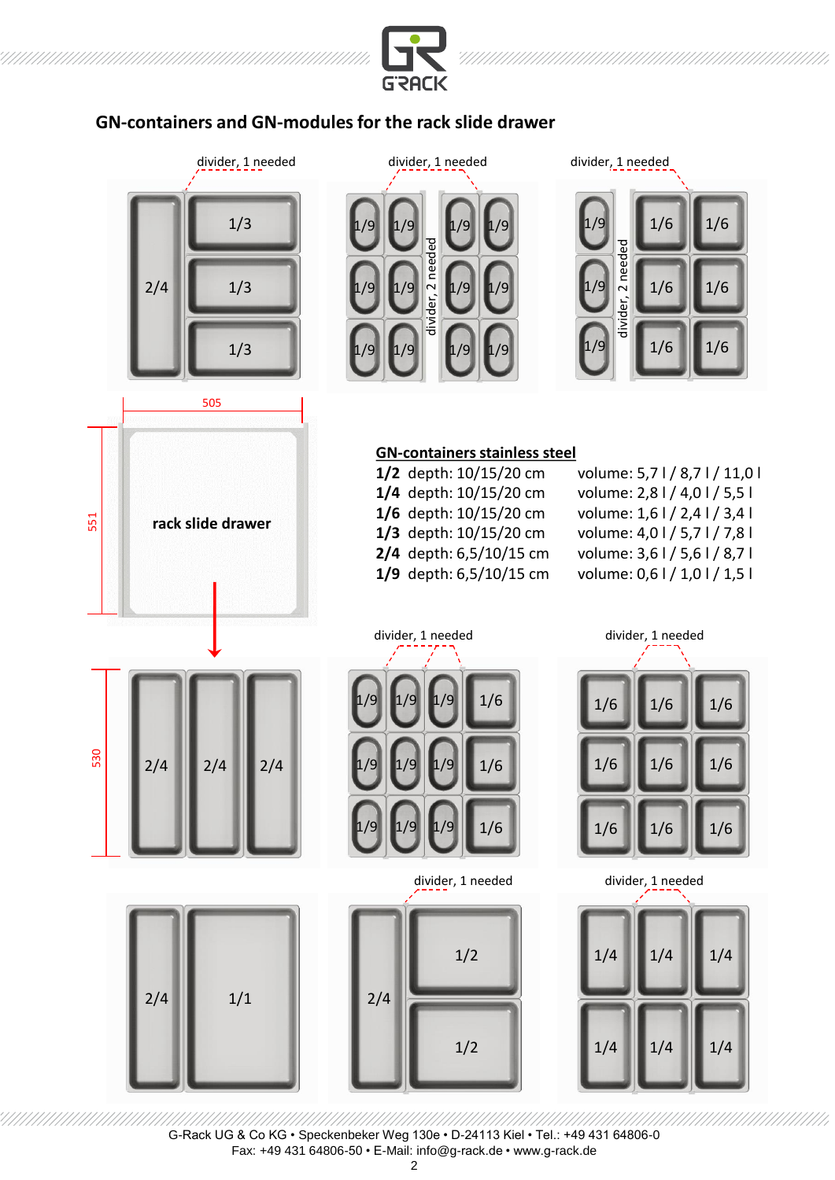## GN-containers and GN-modules for the rack slide drawer

divider, 1 needed

1/3

1/3

1/3

2/4

divider, 1 needed

1/9 1/9 1/9 1/9

1/9 1/9 1/9 1/9

1/9 1/9 1/9 1/9

divider, 2 needed

divider, 1 needed

1/9 1/6 1/6

1/9 1/6 1/6

1/9 1/6 1/6

divider, 2 needed

505

551

rack slide drawer

530

### GN-containers stainless steel

| | | |
|---|---|---|
| **1/2** | depth: 10/15/20 cm | volume: 5,7 l / 8,7 l / 11,0 l |
| **1/4** | depth: 10/15/20 cm | volume: 2,8 l / 4,0 l / 5,5 l |
| **1/6** | depth: 10/15/20 cm | volume: 1,6 l / 2,4 l / 3,4 l |
| **1/3** | depth: 10/15/20 cm | volume: 4,0 l / 5,7 l / 7,8 l |
| **2/4** | depth: 6,5/10/15 cm | volume: 3,6 l / 5,6 l / 8,7 l |
| **1/9** | depth: 6,5/10/15 cm | volume: 0,6 l / 1,0 l / 1,5 l |

2/4 2/4 2/4

divider, 1 needed

1/9 1/9 1/9 1/6

1/9 1/9 1/9 1/6

1/9 1/9 1/9 1/6

divider, 1 needed

1/6 1/6 1/6

1/6 1/6 1/6

1/6 1/6 1/6

2/4 1/1

divider, 1 needed

2/4 1/2

1/2

divider, 1 needed

1/4 1/4 1/4

1/4 1/4 1/4

G-Rack UG & Co KG • Speckenbeker Weg 130e • D-24113 Kiel • Tel.: +49 431 64806-0
Fax: +49 431 64806-50 • E-Mail: info@g-rack.de • www.g-rack.de